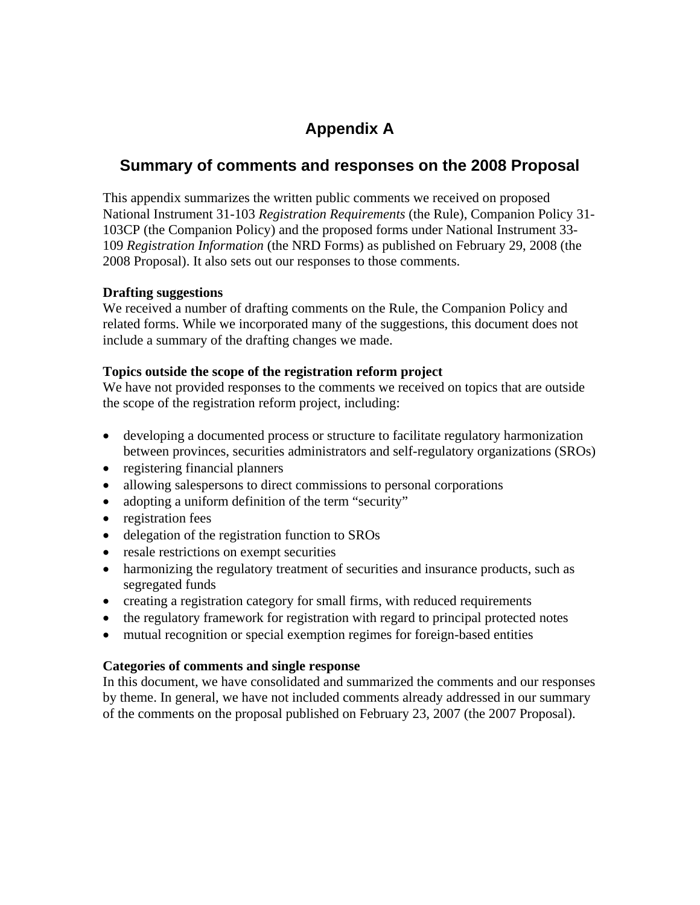# Appendix A

## Summary of comments and responses on the 2008 Proposal

This appendix summarizes the written public comments we received on proposed National Instrument 31-103 *Registration Requirements* (the Rule), Companion Policy 31-103CP (the Companion Policy) and the proposed forms under National Instrument 33-109 *Registration Information* (the NRD Forms) as published on February 29, 2008 (the 2008 Proposal). It also sets out our responses to those comments.

**Drafting suggestions**
We received a number of drafting comments on the Rule, the Companion Policy and related forms. While we incorporated many of the suggestions, this document does not include a summary of the drafting changes we made.

**Topics outside the scope of the registration reform project**
We have not provided responses to the comments we received on topics that are outside the scope of the registration reform project, including:

- developing a documented process or structure to facilitate regulatory harmonization between provinces, securities administrators and self-regulatory organizations (SROs)
- registering financial planners
- allowing salespersons to direct commissions to personal corporations
- adopting a uniform definition of the term "security"
- registration fees
- delegation of the registration function to SROs
- resale restrictions on exempt securities
- harmonizing the regulatory treatment of securities and insurance products, such as segregated funds
- creating a registration category for small firms, with reduced requirements
- the regulatory framework for registration with regard to principal protected notes
- mutual recognition or special exemption regimes for foreign-based entities

**Categories of comments and single response**
In this document, we have consolidated and summarized the comments and our responses by theme. In general, we have not included comments already addressed in our summary of the comments on the proposal published on February 23, 2007 (the 2007 Proposal).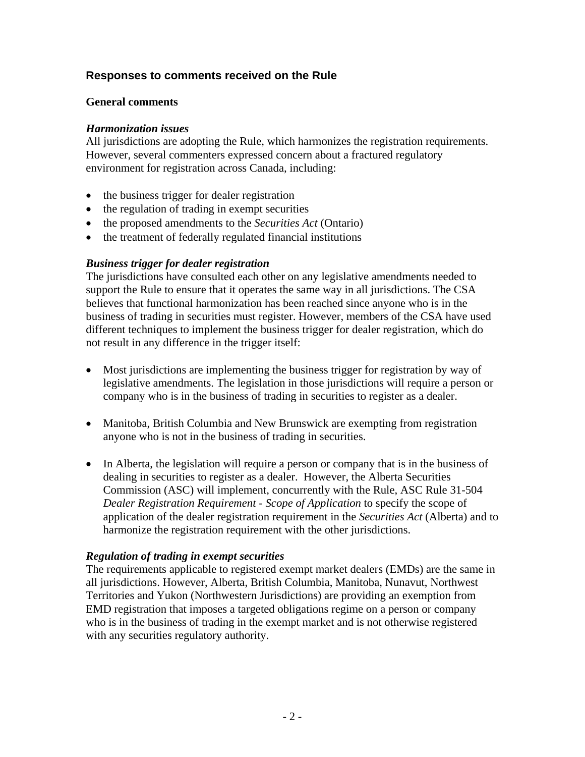## Responses to comments received on the Rule

### General comments

***Harmonization issues***

All jurisdictions are adopting the Rule, which harmonizes the registration requirements. However, several commenters expressed concern about a fractured regulatory environment for registration across Canada, including:

- the business trigger for dealer registration
- the regulation of trading in exempt securities
- the proposed amendments to the *Securities Act* (Ontario)
- the treatment of federally regulated financial institutions

***Business trigger for dealer registration***

The jurisdictions have consulted each other on any legislative amendments needed to support the Rule to ensure that it operates the same way in all jurisdictions. The CSA believes that functional harmonization has been reached since anyone who is in the business of trading in securities must register. However, members of the CSA have used different techniques to implement the business trigger for dealer registration, which do not result in any difference in the trigger itself:

- Most jurisdictions are implementing the business trigger for registration by way of legislative amendments. The legislation in those jurisdictions will require a person or company who is in the business of trading in securities to register as a dealer.

- Manitoba, British Columbia and New Brunswick are exempting from registration anyone who is not in the business of trading in securities.

- In Alberta, the legislation will require a person or company that is in the business of dealing in securities to register as a dealer. However, the Alberta Securities Commission (ASC) will implement, concurrently with the Rule, ASC Rule 31-504 *Dealer Registration Requirement - Scope of Application* to specify the scope of application of the dealer registration requirement in the *Securities Act* (Alberta) and to harmonize the registration requirement with the other jurisdictions.

***Regulation of trading in exempt securities***

The requirements applicable to registered exempt market dealers (EMDs) are the same in all jurisdictions. However, Alberta, British Columbia, Manitoba, Nunavut, Northwest Territories and Yukon (Northwestern Jurisdictions) are providing an exemption from EMD registration that imposes a targeted obligations regime on a person or company who is in the business of trading in the exempt market and is not otherwise registered with any securities regulatory authority.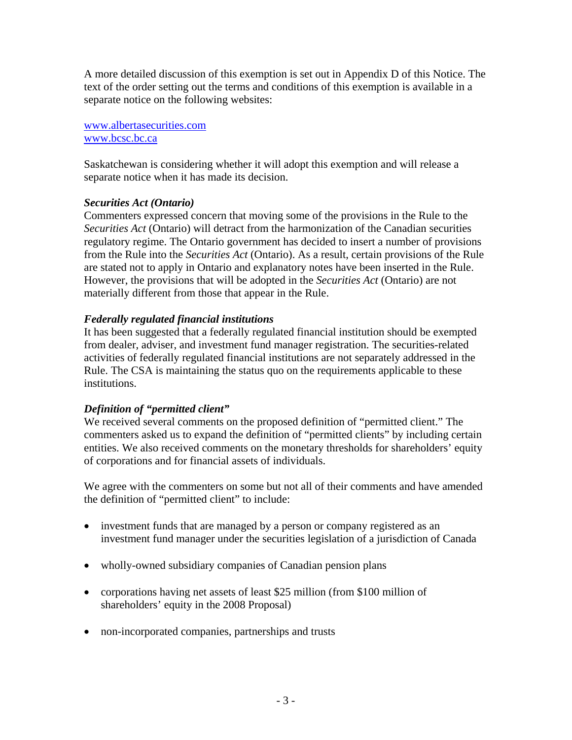A more detailed discussion of this exemption is set out in Appendix D of this Notice. The text of the order setting out the terms and conditions of this exemption is available in a separate notice on the following websites:

www.albertasecurities.com  
www.bcsc.bc.ca

Saskatchewan is considering whether it will adopt this exemption and will release a separate notice when it has made its decision.

***Securities Act (Ontario)***

Commenters expressed concern that moving some of the provisions in the Rule to the *Securities Act* (Ontario) will detract from the harmonization of the Canadian securities regulatory regime. The Ontario government has decided to insert a number of provisions from the Rule into the *Securities Act* (Ontario). As a result, certain provisions of the Rule are stated not to apply in Ontario and explanatory notes have been inserted in the Rule. However, the provisions that will be adopted in the *Securities Act* (Ontario) are not materially different from those that appear in the Rule.

***Federally regulated financial institutions***

It has been suggested that a federally regulated financial institution should be exempted from dealer, adviser, and investment fund manager registration. The securities-related activities of federally regulated financial institutions are not separately addressed in the Rule. The CSA is maintaining the status quo on the requirements applicable to these institutions.

***Definition of "permitted client"***

We received several comments on the proposed definition of "permitted client." The commenters asked us to expand the definition of "permitted clients" by including certain entities. We also received comments on the monetary thresholds for shareholders' equity of corporations and for financial assets of individuals.

We agree with the commenters on some but not all of their comments and have amended the definition of "permitted client" to include:

- investment funds that are managed by a person or company registered as an investment fund manager under the securities legislation of a jurisdiction of Canada
- wholly-owned subsidiary companies of Canadian pension plans
- corporations having net assets of least $25 million (from $100 million of shareholders' equity in the 2008 Proposal)
- non-incorporated companies, partnerships and trusts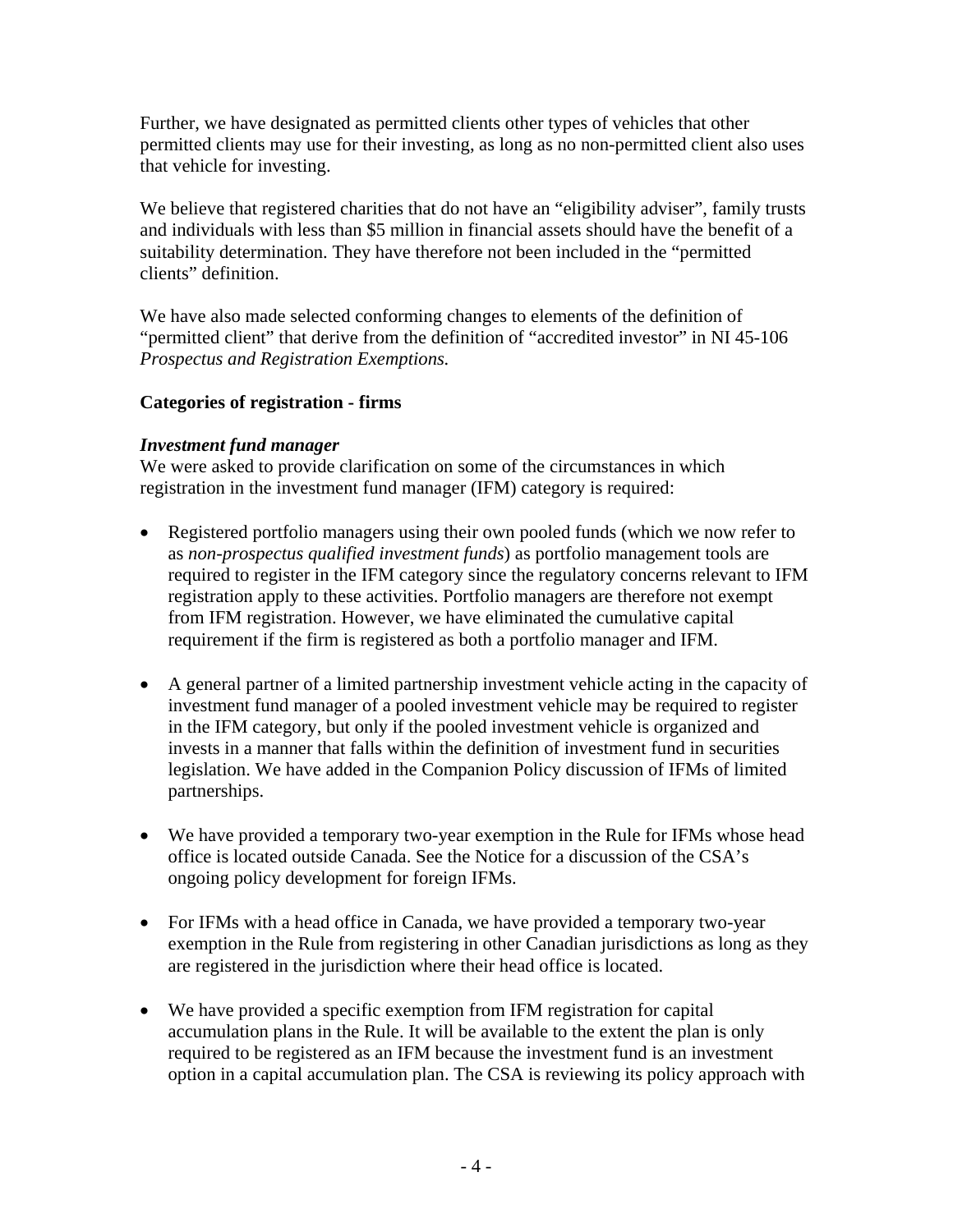Further, we have designated as permitted clients other types of vehicles that other permitted clients may use for their investing, as long as no non-permitted client also uses that vehicle for investing.

We believe that registered charities that do not have an "eligibility adviser", family trusts and individuals with less than $5 million in financial assets should have the benefit of a suitability determination. They have therefore not been included in the "permitted clients" definition.

We have also made selected conforming changes to elements of the definition of "permitted client" that derive from the definition of "accredited investor" in NI 45-106 *Prospectus and Registration Exemptions.*

**Categories of registration - firms**

***Investment fund manager***

We were asked to provide clarification on some of the circumstances in which registration in the investment fund manager (IFM) category is required:

- Registered portfolio managers using their own pooled funds (which we now refer to as *non-prospectus qualified investment funds*) as portfolio management tools are required to register in the IFM category since the regulatory concerns relevant to IFM registration apply to these activities. Portfolio managers are therefore not exempt from IFM registration. However, we have eliminated the cumulative capital requirement if the firm is registered as both a portfolio manager and IFM.

- A general partner of a limited partnership investment vehicle acting in the capacity of investment fund manager of a pooled investment vehicle may be required to register in the IFM category, but only if the pooled investment vehicle is organized and invests in a manner that falls within the definition of investment fund in securities legislation. We have added in the Companion Policy discussion of IFMs of limited partnerships.

- We have provided a temporary two-year exemption in the Rule for IFMs whose head office is located outside Canada. See the Notice for a discussion of the CSA's ongoing policy development for foreign IFMs.

- For IFMs with a head office in Canada, we have provided a temporary two-year exemption in the Rule from registering in other Canadian jurisdictions as long as they are registered in the jurisdiction where their head office is located.

- We have provided a specific exemption from IFM registration for capital accumulation plans in the Rule. It will be available to the extent the plan is only required to be registered as an IFM because the investment fund is an investment option in a capital accumulation plan. The CSA is reviewing its policy approach with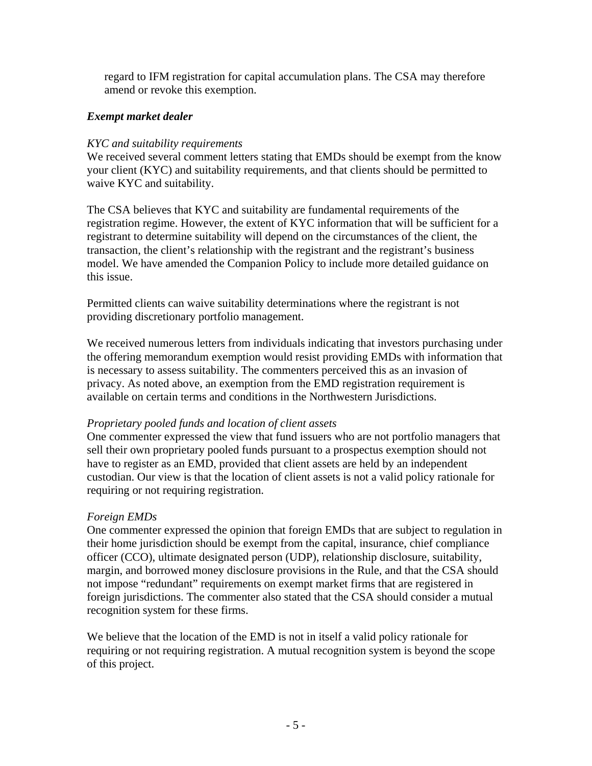regard to IFM registration for capital accumulation plans. The CSA may therefore amend or revoke this exemption.

***Exempt market dealer***

*KYC and suitability requirements*

We received several comment letters stating that EMDs should be exempt from the know your client (KYC) and suitability requirements, and that clients should be permitted to waive KYC and suitability.

The CSA believes that KYC and suitability are fundamental requirements of the registration regime. However, the extent of KYC information that will be sufficient for a registrant to determine suitability will depend on the circumstances of the client, the transaction, the client's relationship with the registrant and the registrant's business model. We have amended the Companion Policy to include more detailed guidance on this issue.

Permitted clients can waive suitability determinations where the registrant is not providing discretionary portfolio management.

We received numerous letters from individuals indicating that investors purchasing under the offering memorandum exemption would resist providing EMDs with information that is necessary to assess suitability. The commenters perceived this as an invasion of privacy. As noted above, an exemption from the EMD registration requirement is available on certain terms and conditions in the Northwestern Jurisdictions.

*Proprietary pooled funds and location of client assets*

One commenter expressed the view that fund issuers who are not portfolio managers that sell their own proprietary pooled funds pursuant to a prospectus exemption should not have to register as an EMD, provided that client assets are held by an independent custodian. Our view is that the location of client assets is not a valid policy rationale for requiring or not requiring registration.

*Foreign EMDs*

One commenter expressed the opinion that foreign EMDs that are subject to regulation in their home jurisdiction should be exempt from the capital, insurance, chief compliance officer (CCO), ultimate designated person (UDP), relationship disclosure, suitability, margin, and borrowed money disclosure provisions in the Rule, and that the CSA should not impose "redundant" requirements on exempt market firms that are registered in foreign jurisdictions. The commenter also stated that the CSA should consider a mutual recognition system for these firms.

We believe that the location of the EMD is not in itself a valid policy rationale for requiring or not requiring registration. A mutual recognition system is beyond the scope of this project.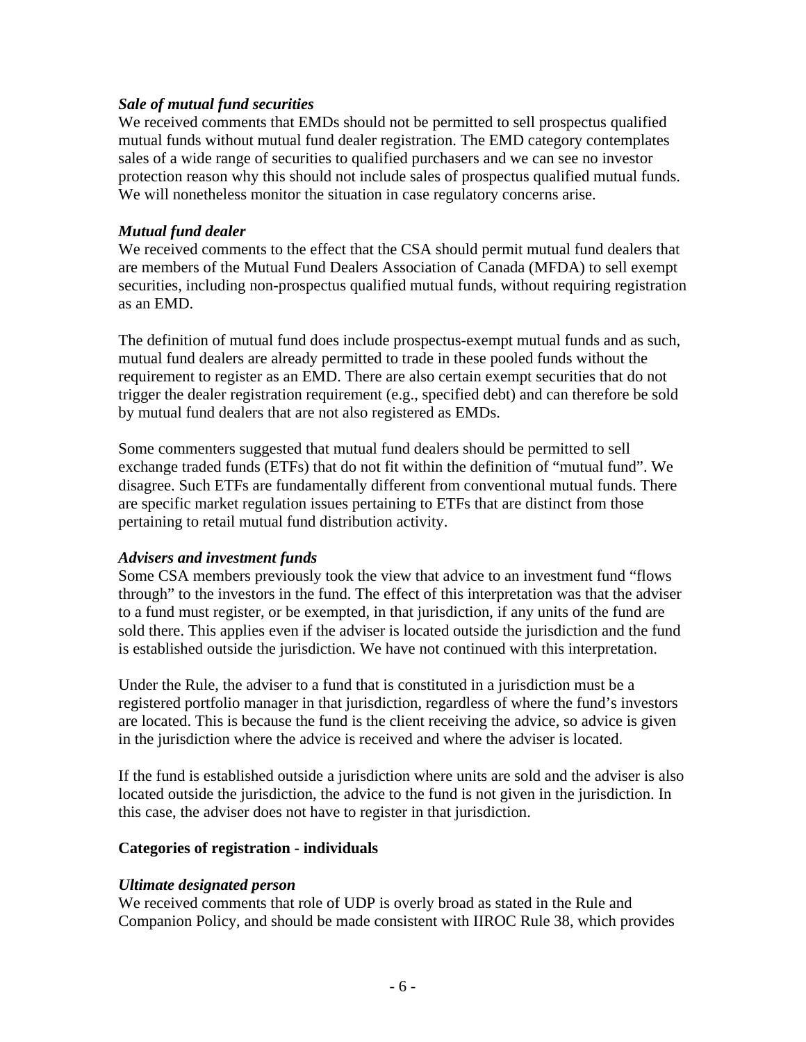*Sale of mutual fund securities*
We received comments that EMDs should not be permitted to sell prospectus qualified mutual funds without mutual fund dealer registration. The EMD category contemplates sales of a wide range of securities to qualified purchasers and we can see no investor protection reason why this should not include sales of prospectus qualified mutual funds. We will nonetheless monitor the situation in case regulatory concerns arise.

*Mutual fund dealer*
We received comments to the effect that the CSA should permit mutual fund dealers that are members of the Mutual Fund Dealers Association of Canada (MFDA) to sell exempt securities, including non-prospectus qualified mutual funds, without requiring registration as an EMD.

The definition of mutual fund does include prospectus-exempt mutual funds and as such, mutual fund dealers are already permitted to trade in these pooled funds without the requirement to register as an EMD. There are also certain exempt securities that do not trigger the dealer registration requirement (e.g., specified debt) and can therefore be sold by mutual fund dealers that are not also registered as EMDs.

Some commenters suggested that mutual fund dealers should be permitted to sell exchange traded funds (ETFs) that do not fit within the definition of "mutual fund". We disagree. Such ETFs are fundamentally different from conventional mutual funds. There are specific market regulation issues pertaining to ETFs that are distinct from those pertaining to retail mutual fund distribution activity.

*Advisers and investment funds*
Some CSA members previously took the view that advice to an investment fund "flows through" to the investors in the fund. The effect of this interpretation was that the adviser to a fund must register, or be exempted, in that jurisdiction, if any units of the fund are sold there. This applies even if the adviser is located outside the jurisdiction and the fund is established outside the jurisdiction. We have not continued with this interpretation.

Under the Rule, the adviser to a fund that is constituted in a jurisdiction must be a registered portfolio manager in that jurisdiction, regardless of where the fund's investors are located. This is because the fund is the client receiving the advice, so advice is given in the jurisdiction where the advice is received and where the adviser is located.

If the fund is established outside a jurisdiction where units are sold and the adviser is also located outside the jurisdiction, the advice to the fund is not given in the jurisdiction. In this case, the adviser does not have to register in that jurisdiction.

**Categories of registration - individuals**

*Ultimate designated person*
We received comments that role of UDP is overly broad as stated in the Rule and Companion Policy, and should be made consistent with IIROC Rule 38, which provides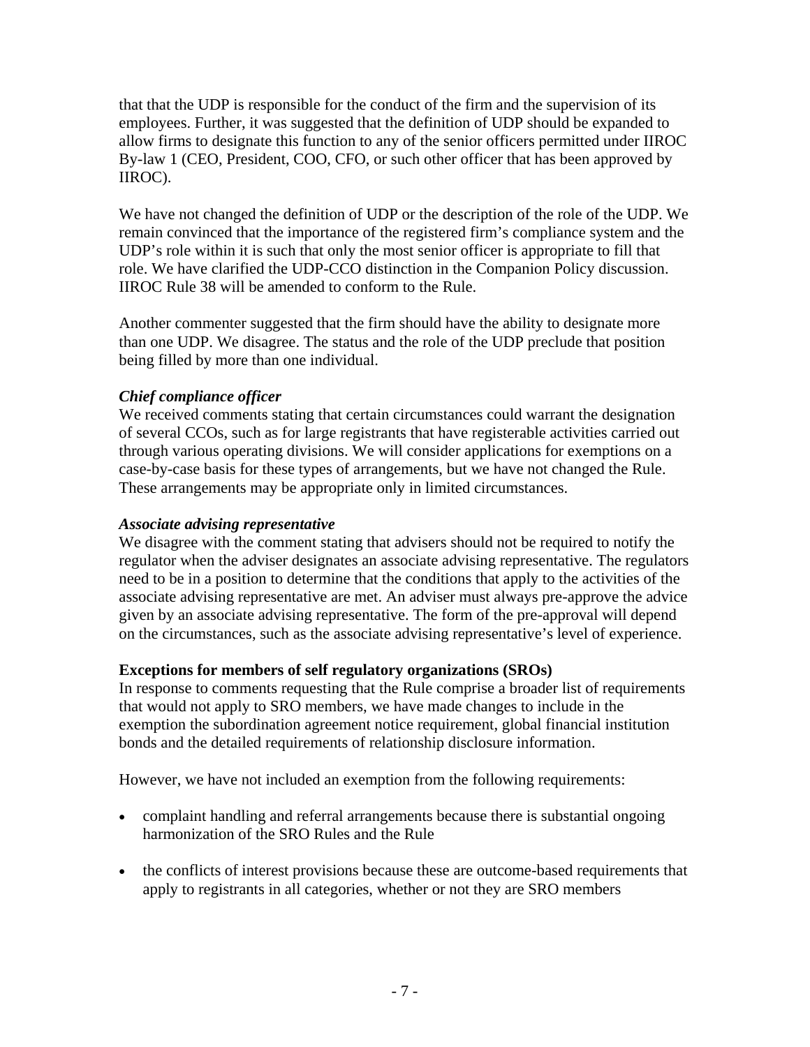that that the UDP is responsible for the conduct of the firm and the supervision of its employees. Further, it was suggested that the definition of UDP should be expanded to allow firms to designate this function to any of the senior officers permitted under IIROC By-law 1 (CEO, President, COO, CFO, or such other officer that has been approved by IIROC).

We have not changed the definition of UDP or the description of the role of the UDP. We remain convinced that the importance of the registered firm's compliance system and the UDP's role within it is such that only the most senior officer is appropriate to fill that role. We have clarified the UDP-CCO distinction in the Companion Policy discussion. IIROC Rule 38 will be amended to conform to the Rule.

Another commenter suggested that the firm should have the ability to designate more than one UDP. We disagree. The status and the role of the UDP preclude that position being filled by more than one individual.

***Chief compliance officer***

We received comments stating that certain circumstances could warrant the designation of several CCOs, such as for large registrants that have registerable activities carried out through various operating divisions. We will consider applications for exemptions on a case-by-case basis for these types of arrangements, but we have not changed the Rule. These arrangements may be appropriate only in limited circumstances.

***Associate advising representative***

We disagree with the comment stating that advisers should not be required to notify the regulator when the adviser designates an associate advising representative. The regulators need to be in a position to determine that the conditions that apply to the activities of the associate advising representative are met. An adviser must always pre-approve the advice given by an associate advising representative. The form of the pre-approval will depend on the circumstances, such as the associate advising representative's level of experience.

**Exceptions for members of self regulatory organizations (SROs)**

In response to comments requesting that the Rule comprise a broader list of requirements that would not apply to SRO members, we have made changes to include in the exemption the subordination agreement notice requirement, global financial institution bonds and the detailed requirements of relationship disclosure information.

However, we have not included an exemption from the following requirements:

- complaint handling and referral arrangements because there is substantial ongoing harmonization of the SRO Rules and the Rule
- the conflicts of interest provisions because these are outcome-based requirements that apply to registrants in all categories, whether or not they are SRO members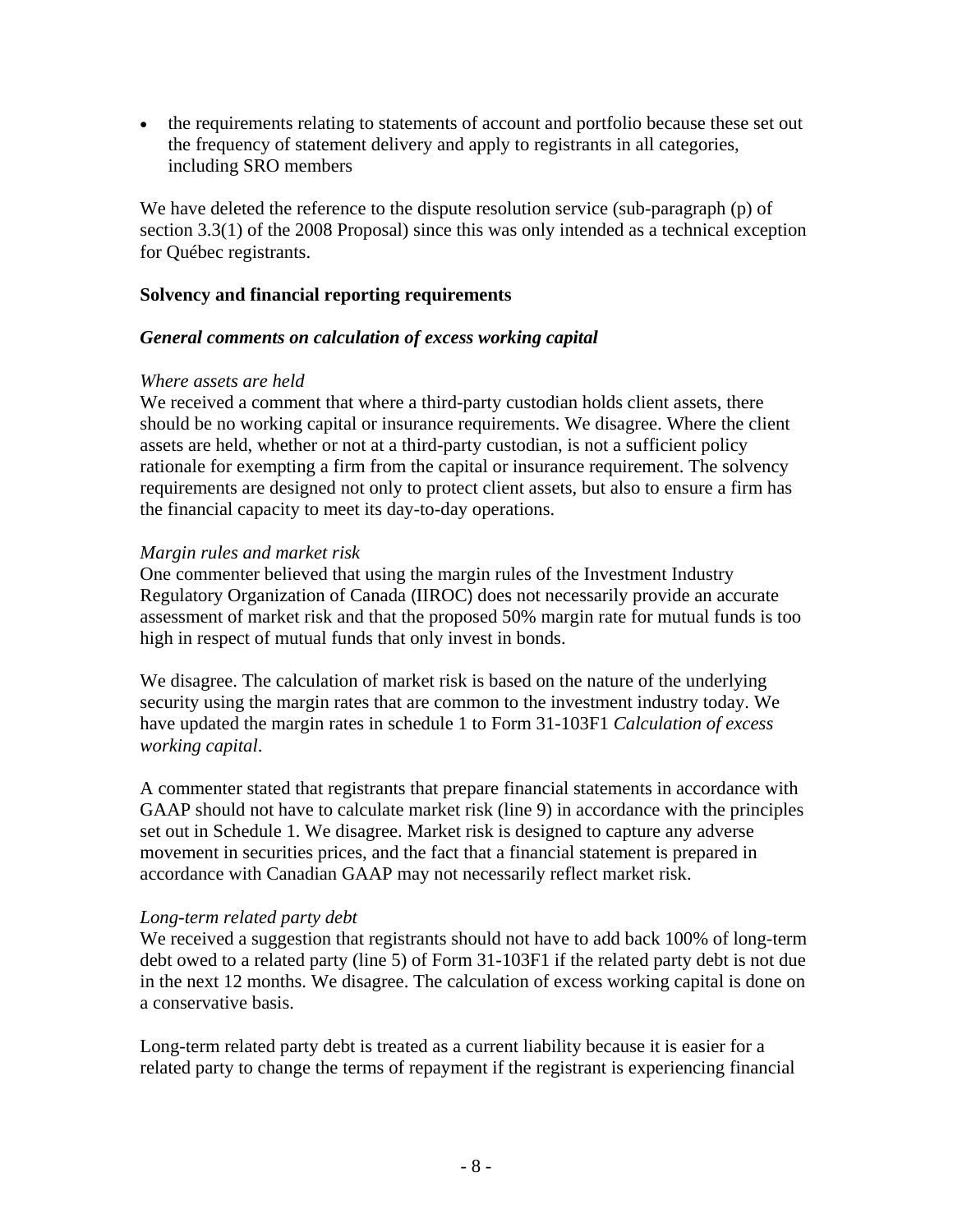- the requirements relating to statements of account and portfolio because these set out the frequency of statement delivery and apply to registrants in all categories, including SRO members

We have deleted the reference to the dispute resolution service (sub-paragraph (p) of section 3.3(1) of the 2008 Proposal) since this was only intended as a technical exception for Québec registrants.

**Solvency and financial reporting requirements**

***General comments on calculation of excess working capital***

*Where assets are held*
We received a comment that where a third-party custodian holds client assets, there should be no working capital or insurance requirements. We disagree. Where the client assets are held, whether or not at a third-party custodian, is not a sufficient policy rationale for exempting a firm from the capital or insurance requirement. The solvency requirements are designed not only to protect client assets, but also to ensure a firm has the financial capacity to meet its day-to-day operations.

*Margin rules and market risk*
One commenter believed that using the margin rules of the Investment Industry Regulatory Organization of Canada (IIROC) does not necessarily provide an accurate assessment of market risk and that the proposed 50% margin rate for mutual funds is too high in respect of mutual funds that only invest in bonds.

We disagree. The calculation of market risk is based on the nature of the underlying security using the margin rates that are common to the investment industry today. We have updated the margin rates in schedule 1 to Form 31-103F1 *Calculation of excess working capital*.

A commenter stated that registrants that prepare financial statements in accordance with GAAP should not have to calculate market risk (line 9) in accordance with the principles set out in Schedule 1. We disagree. Market risk is designed to capture any adverse movement in securities prices, and the fact that a financial statement is prepared in accordance with Canadian GAAP may not necessarily reflect market risk.

*Long-term related party debt*
We received a suggestion that registrants should not have to add back 100% of long-term debt owed to a related party (line 5) of Form 31-103F1 if the related party debt is not due in the next 12 months. We disagree. The calculation of excess working capital is done on a conservative basis.

Long-term related party debt is treated as a current liability because it is easier for a related party to change the terms of repayment if the registrant is experiencing financial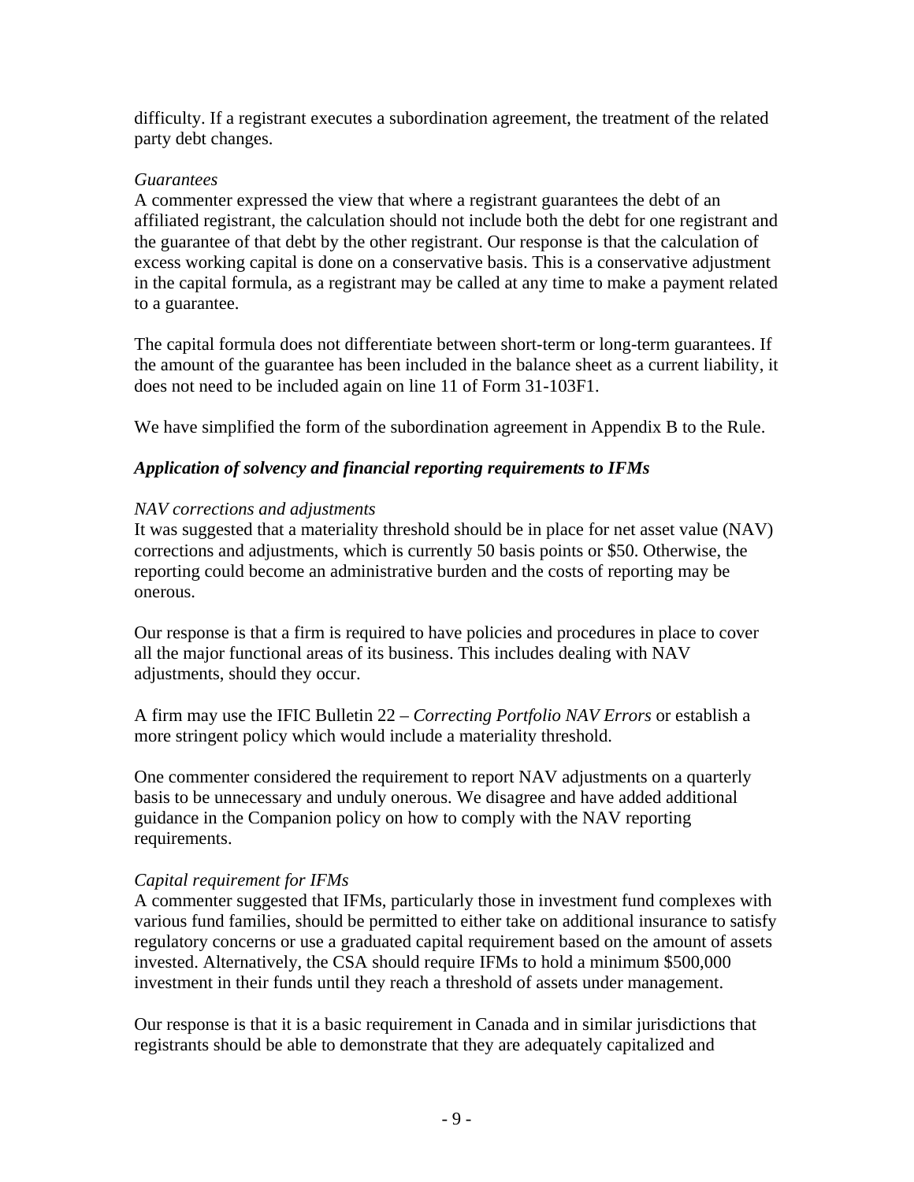difficulty. If a registrant executes a subordination agreement, the treatment of the related party debt changes.

*Guarantees*
A commenter expressed the view that where a registrant guarantees the debt of an affiliated registrant, the calculation should not include both the debt for one registrant and the guarantee of that debt by the other registrant. Our response is that the calculation of excess working capital is done on a conservative basis. This is a conservative adjustment in the capital formula, as a registrant may be called at any time to make a payment related to a guarantee.

The capital formula does not differentiate between short-term or long-term guarantees. If the amount of the guarantee has been included in the balance sheet as a current liability, it does not need to be included again on line 11 of Form 31-103F1.

We have simplified the form of the subordination agreement in Appendix B to the Rule.

### *Application of solvency and financial reporting requirements to IFMs*

*NAV corrections and adjustments*
It was suggested that a materiality threshold should be in place for net asset value (NAV) corrections and adjustments, which is currently 50 basis points or $50. Otherwise, the reporting could become an administrative burden and the costs of reporting may be onerous.

Our response is that a firm is required to have policies and procedures in place to cover all the major functional areas of its business. This includes dealing with NAV adjustments, should they occur.

A firm may use the IFIC Bulletin 22 – *Correcting Portfolio NAV Errors* or establish a more stringent policy which would include a materiality threshold.

One commenter considered the requirement to report NAV adjustments on a quarterly basis to be unnecessary and unduly onerous. We disagree and have added additional guidance in the Companion policy on how to comply with the NAV reporting requirements.

*Capital requirement for IFMs*
A commenter suggested that IFMs, particularly those in investment fund complexes with various fund families, should be permitted to either take on additional insurance to satisfy regulatory concerns or use a graduated capital requirement based on the amount of assets invested. Alternatively, the CSA should require IFMs to hold a minimum $500,000 investment in their funds until they reach a threshold of assets under management.

Our response is that it is a basic requirement in Canada and in similar jurisdictions that registrants should be able to demonstrate that they are adequately capitalized and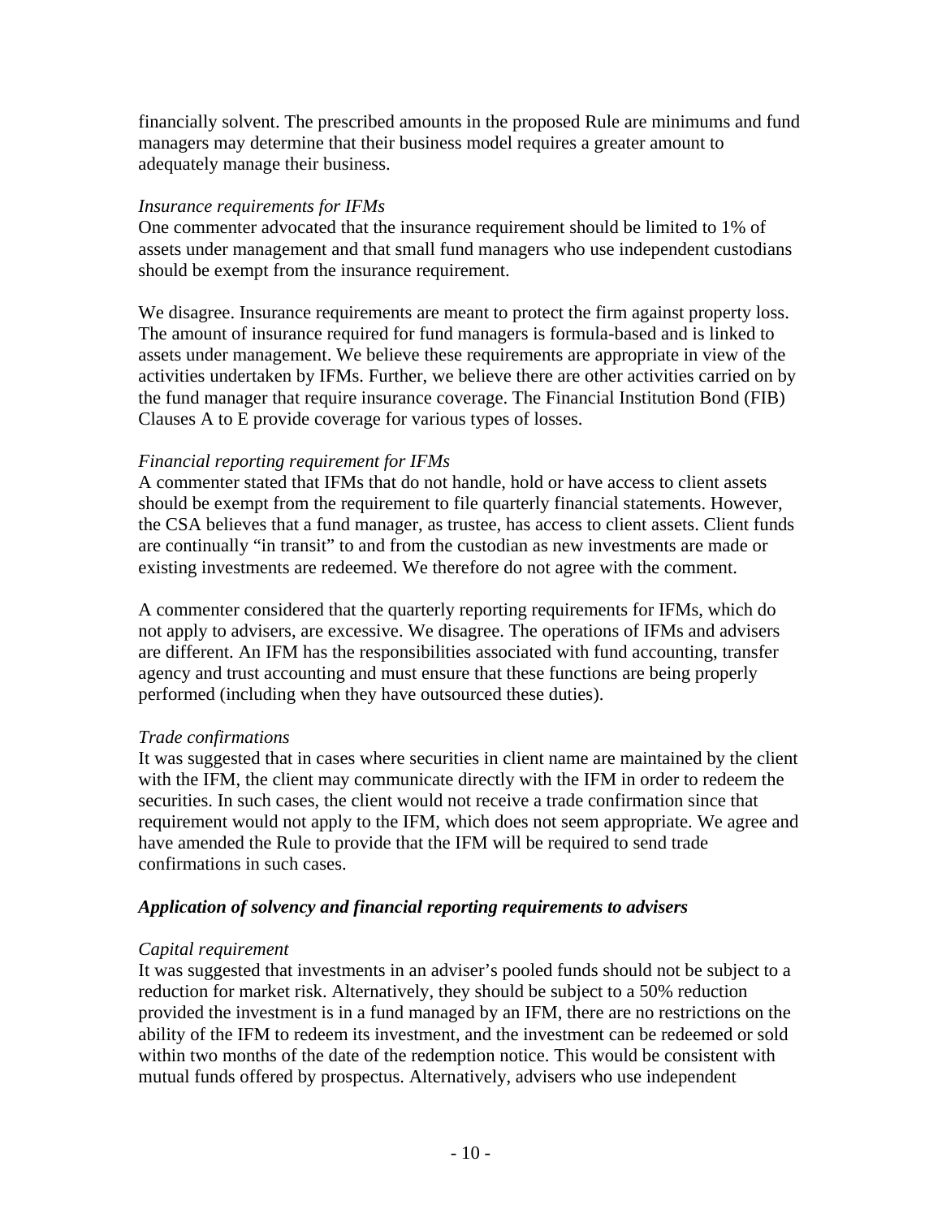financially solvent. The prescribed amounts in the proposed Rule are minimums and fund managers may determine that their business model requires a greater amount to adequately manage their business.

*Insurance requirements for IFMs*

One commenter advocated that the insurance requirement should be limited to 1% of assets under management and that small fund managers who use independent custodians should be exempt from the insurance requirement.

We disagree. Insurance requirements are meant to protect the firm against property loss. The amount of insurance required for fund managers is formula-based and is linked to assets under management. We believe these requirements are appropriate in view of the activities undertaken by IFMs. Further, we believe there are other activities carried on by the fund manager that require insurance coverage. The Financial Institution Bond (FIB) Clauses A to E provide coverage for various types of losses.

*Financial reporting requirement for IFMs*

A commenter stated that IFMs that do not handle, hold or have access to client assets should be exempt from the requirement to file quarterly financial statements. However, the CSA believes that a fund manager, as trustee, has access to client assets. Client funds are continually "in transit" to and from the custodian as new investments are made or existing investments are redeemed. We therefore do not agree with the comment.

A commenter considered that the quarterly reporting requirements for IFMs, which do not apply to advisers, are excessive. We disagree. The operations of IFMs and advisers are different. An IFM has the responsibilities associated with fund accounting, transfer agency and trust accounting and must ensure that these functions are being properly performed (including when they have outsourced these duties).

*Trade confirmations*

It was suggested that in cases where securities in client name are maintained by the client with the IFM, the client may communicate directly with the IFM in order to redeem the securities. In such cases, the client would not receive a trade confirmation since that requirement would not apply to the IFM, which does not seem appropriate. We agree and have amended the Rule to provide that the IFM will be required to send trade confirmations in such cases.

***Application of solvency and financial reporting requirements to advisers***

*Capital requirement*

It was suggested that investments in an adviser's pooled funds should not be subject to a reduction for market risk. Alternatively, they should be subject to a 50% reduction provided the investment is in a fund managed by an IFM, there are no restrictions on the ability of the IFM to redeem its investment, and the investment can be redeemed or sold within two months of the date of the redemption notice. This would be consistent with mutual funds offered by prospectus. Alternatively, advisers who use independent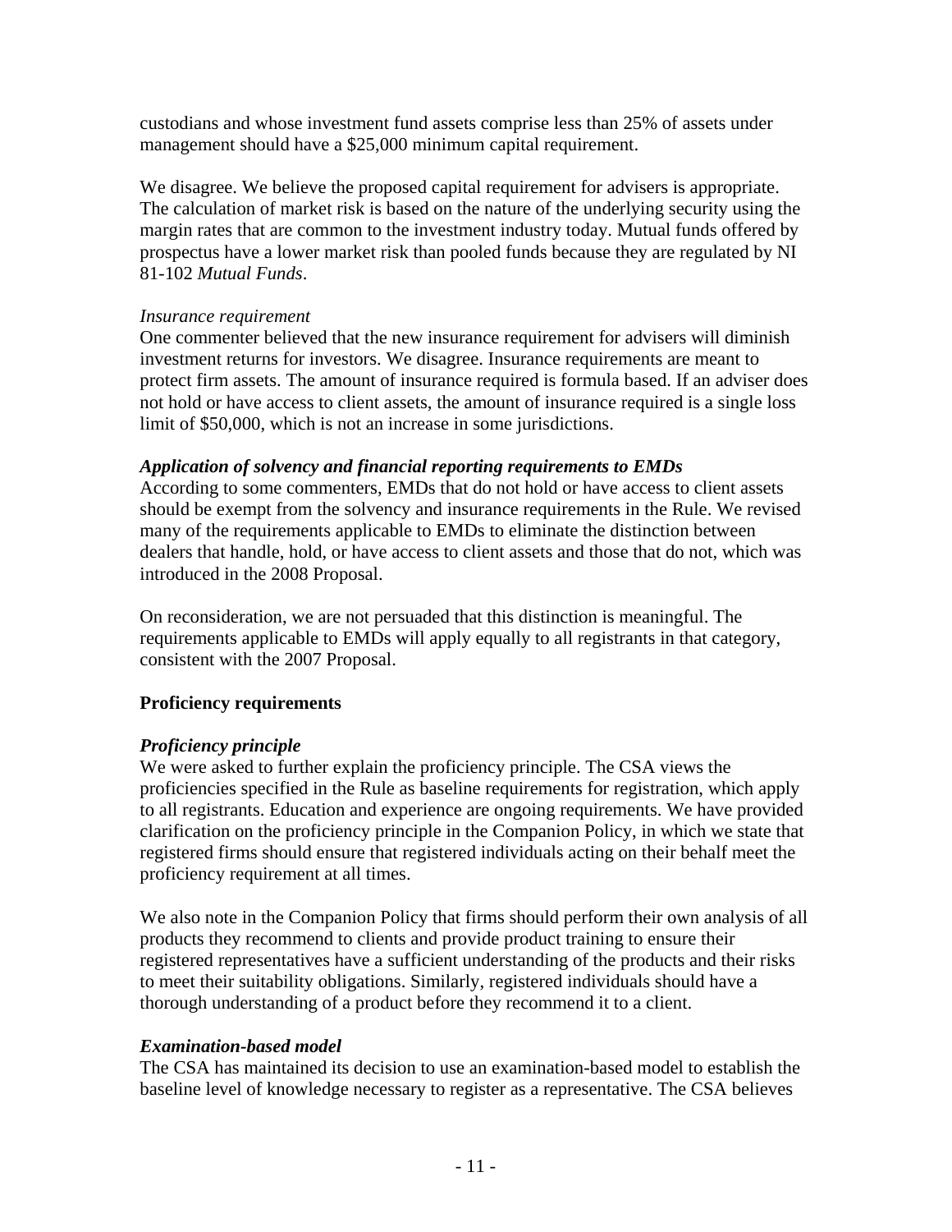custodians and whose investment fund assets comprise less than 25% of assets under management should have a $25,000 minimum capital requirement.

We disagree. We believe the proposed capital requirement for advisers is appropriate. The calculation of market risk is based on the nature of the underlying security using the margin rates that are common to the investment industry today. Mutual funds offered by prospectus have a lower market risk than pooled funds because they are regulated by NI 81-102 *Mutual Funds*.

*Insurance requirement*

One commenter believed that the new insurance requirement for advisers will diminish investment returns for investors. We disagree. Insurance requirements are meant to protect firm assets. The amount of insurance required is formula based. If an adviser does not hold or have access to client assets, the amount of insurance required is a single loss limit of $50,000, which is not an increase in some jurisdictions.

***Application of solvency and financial reporting requirements to EMDs***

According to some commenters, EMDs that do not hold or have access to client assets should be exempt from the solvency and insurance requirements in the Rule. We revised many of the requirements applicable to EMDs to eliminate the distinction between dealers that handle, hold, or have access to client assets and those that do not, which was introduced in the 2008 Proposal.

On reconsideration, we are not persuaded that this distinction is meaningful. The requirements applicable to EMDs will apply equally to all registrants in that category, consistent with the 2007 Proposal.

**Proficiency requirements**

***Proficiency principle***

We were asked to further explain the proficiency principle. The CSA views the proficiencies specified in the Rule as baseline requirements for registration, which apply to all registrants. Education and experience are ongoing requirements. We have provided clarification on the proficiency principle in the Companion Policy, in which we state that registered firms should ensure that registered individuals acting on their behalf meet the proficiency requirement at all times.

We also note in the Companion Policy that firms should perform their own analysis of all products they recommend to clients and provide product training to ensure their registered representatives have a sufficient understanding of the products and their risks to meet their suitability obligations. Similarly, registered individuals should have a thorough understanding of a product before they recommend it to a client.

***Examination-based model***

The CSA has maintained its decision to use an examination-based model to establish the baseline level of knowledge necessary to register as a representative. The CSA believes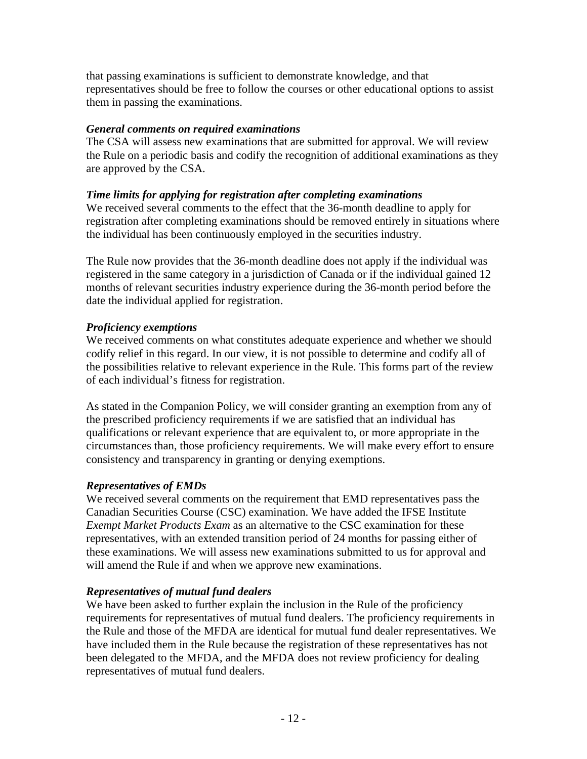that passing examinations is sufficient to demonstrate knowledge, and that representatives should be free to follow the courses or other educational options to assist them in passing the examinations.

***General comments on required examinations***

The CSA will assess new examinations that are submitted for approval. We will review the Rule on a periodic basis and codify the recognition of additional examinations as they are approved by the CSA.

***Time limits for applying for registration after completing examinations***

We received several comments to the effect that the 36-month deadline to apply for registration after completing examinations should be removed entirely in situations where the individual has been continuously employed in the securities industry.

The Rule now provides that the 36-month deadline does not apply if the individual was registered in the same category in a jurisdiction of Canada or if the individual gained 12 months of relevant securities industry experience during the 36-month period before the date the individual applied for registration.

***Proficiency exemptions***

We received comments on what constitutes adequate experience and whether we should codify relief in this regard. In our view, it is not possible to determine and codify all of the possibilities relative to relevant experience in the Rule. This forms part of the review of each individual's fitness for registration.

As stated in the Companion Policy, we will consider granting an exemption from any of the prescribed proficiency requirements if we are satisfied that an individual has qualifications or relevant experience that are equivalent to, or more appropriate in the circumstances than, those proficiency requirements. We will make every effort to ensure consistency and transparency in granting or denying exemptions.

***Representatives of EMDs***

We received several comments on the requirement that EMD representatives pass the Canadian Securities Course (CSC) examination. We have added the IFSE Institute *Exempt Market Products Exam* as an alternative to the CSC examination for these representatives, with an extended transition period of 24 months for passing either of these examinations. We will assess new examinations submitted to us for approval and will amend the Rule if and when we approve new examinations.

***Representatives of mutual fund dealers***

We have been asked to further explain the inclusion in the Rule of the proficiency requirements for representatives of mutual fund dealers. The proficiency requirements in the Rule and those of the MFDA are identical for mutual fund dealer representatives. We have included them in the Rule because the registration of these representatives has not been delegated to the MFDA, and the MFDA does not review proficiency for dealing representatives of mutual fund dealers.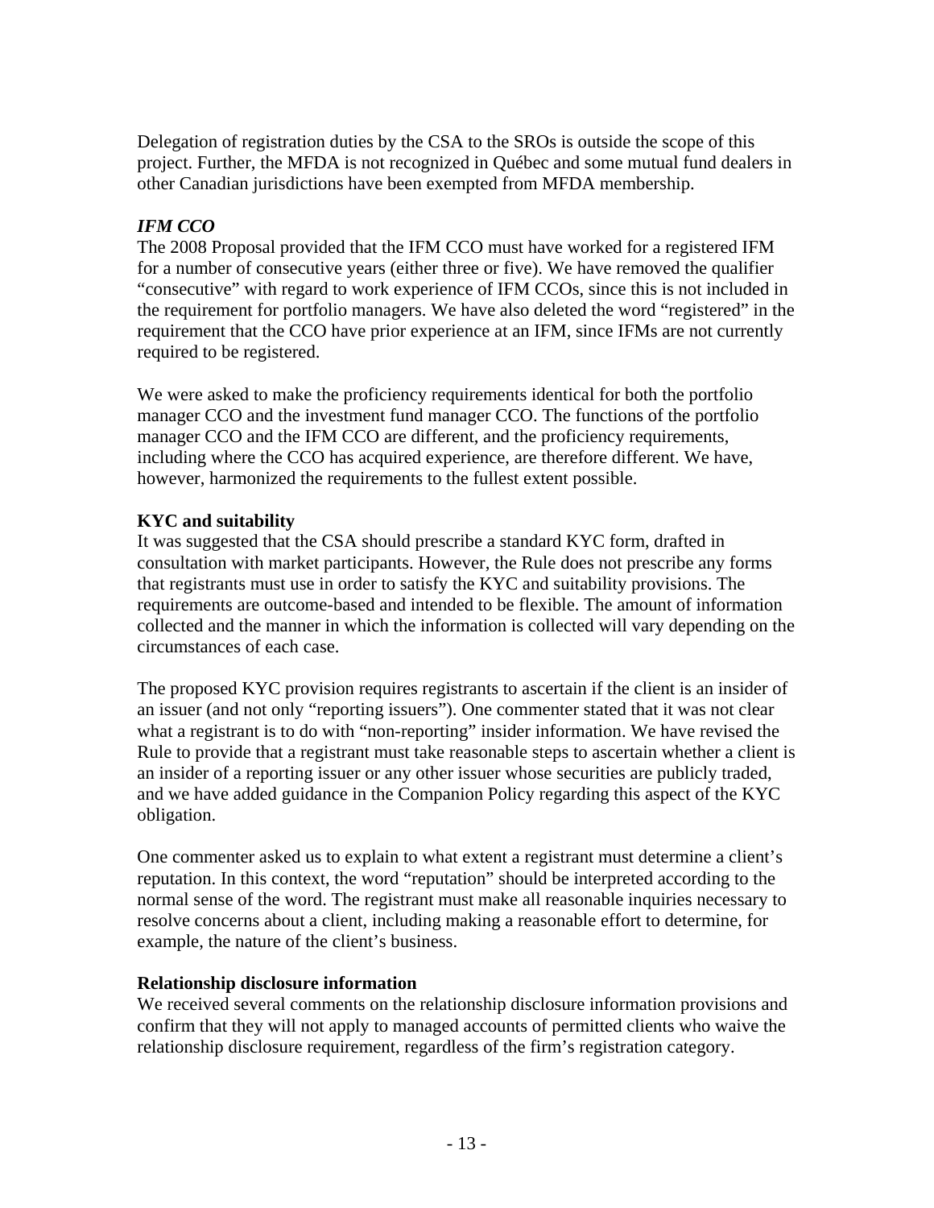Delegation of registration duties by the CSA to the SROs is outside the scope of this project. Further, the MFDA is not recognized in Québec and some mutual fund dealers in other Canadian jurisdictions have been exempted from MFDA membership.

***IFM CCO***

The 2008 Proposal provided that the IFM CCO must have worked for a registered IFM for a number of consecutive years (either three or five). We have removed the qualifier "consecutive" with regard to work experience of IFM CCOs, since this is not included in the requirement for portfolio managers. We have also deleted the word "registered" in the requirement that the CCO have prior experience at an IFM, since IFMs are not currently required to be registered.

We were asked to make the proficiency requirements identical for both the portfolio manager CCO and the investment fund manager CCO. The functions of the portfolio manager CCO and the IFM CCO are different, and the proficiency requirements, including where the CCO has acquired experience, are therefore different. We have, however, harmonized the requirements to the fullest extent possible.

**KYC and suitability**

It was suggested that the CSA should prescribe a standard KYC form, drafted in consultation with market participants. However, the Rule does not prescribe any forms that registrants must use in order to satisfy the KYC and suitability provisions. The requirements are outcome-based and intended to be flexible. The amount of information collected and the manner in which the information is collected will vary depending on the circumstances of each case.

The proposed KYC provision requires registrants to ascertain if the client is an insider of an issuer (and not only "reporting issuers"). One commenter stated that it was not clear what a registrant is to do with "non-reporting" insider information. We have revised the Rule to provide that a registrant must take reasonable steps to ascertain whether a client is an insider of a reporting issuer or any other issuer whose securities are publicly traded, and we have added guidance in the Companion Policy regarding this aspect of the KYC obligation.

One commenter asked us to explain to what extent a registrant must determine a client's reputation. In this context, the word "reputation" should be interpreted according to the normal sense of the word. The registrant must make all reasonable inquiries necessary to resolve concerns about a client, including making a reasonable effort to determine, for example, the nature of the client's business.

**Relationship disclosure information**

We received several comments on the relationship disclosure information provisions and confirm that they will not apply to managed accounts of permitted clients who waive the relationship disclosure requirement, regardless of the firm's registration category.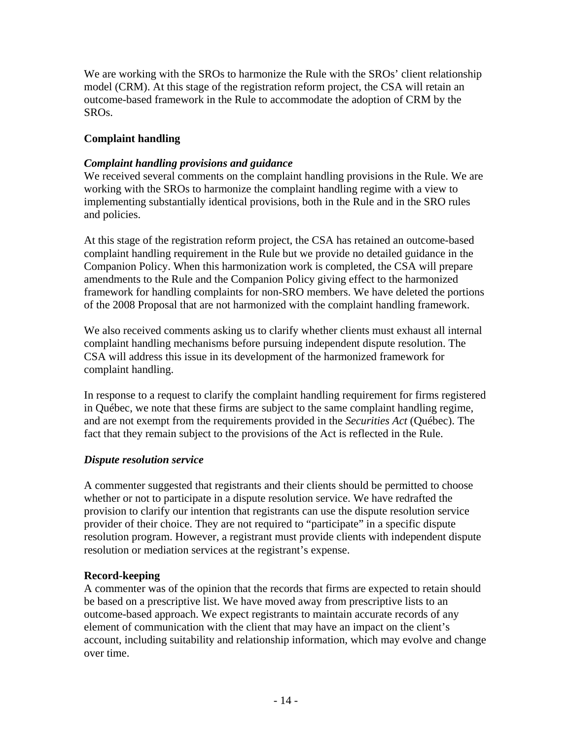We are working with the SROs to harmonize the Rule with the SROs' client relationship model (CRM). At this stage of the registration reform project, the CSA will retain an outcome-based framework in the Rule to accommodate the adoption of CRM by the SROs.

## Complaint handling

### *Complaint handling provisions and guidance*

We received several comments on the complaint handling provisions in the Rule. We are working with the SROs to harmonize the complaint handling regime with a view to implementing substantially identical provisions, both in the Rule and in the SRO rules and policies.

At this stage of the registration reform project, the CSA has retained an outcome-based complaint handling requirement in the Rule but we provide no detailed guidance in the Companion Policy. When this harmonization work is completed, the CSA will prepare amendments to the Rule and the Companion Policy giving effect to the harmonized framework for handling complaints for non-SRO members. We have deleted the portions of the 2008 Proposal that are not harmonized with the complaint handling framework.

We also received comments asking us to clarify whether clients must exhaust all internal complaint handling mechanisms before pursuing independent dispute resolution. The CSA will address this issue in its development of the harmonized framework for complaint handling.

In response to a request to clarify the complaint handling requirement for firms registered in Québec, we note that these firms are subject to the same complaint handling regime, and are not exempt from the requirements provided in the *Securities Act* (Québec). The fact that they remain subject to the provisions of the Act is reflected in the Rule.

### *Dispute resolution service*

A commenter suggested that registrants and their clients should be permitted to choose whether or not to participate in a dispute resolution service. We have redrafted the provision to clarify our intention that registrants can use the dispute resolution service provider of their choice. They are not required to "participate" in a specific dispute resolution program. However, a registrant must provide clients with independent dispute resolution or mediation services at the registrant's expense.

## Record-keeping

A commenter was of the opinion that the records that firms are expected to retain should be based on a prescriptive list. We have moved away from prescriptive lists to an outcome-based approach. We expect registrants to maintain accurate records of any element of communication with the client that may have an impact on the client's account, including suitability and relationship information, which may evolve and change over time.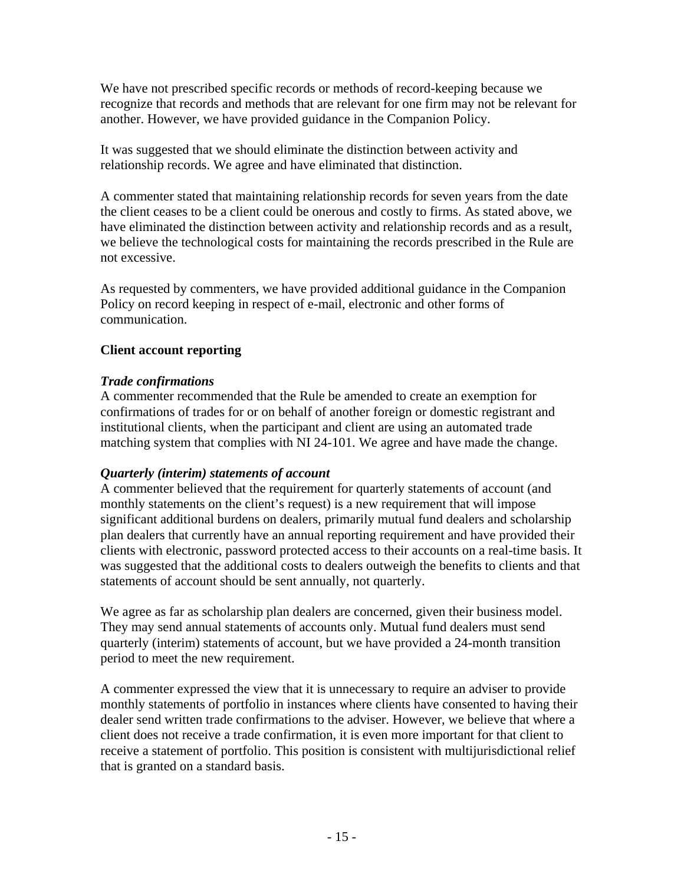We have not prescribed specific records or methods of record-keeping because we recognize that records and methods that are relevant for one firm may not be relevant for another. However, we have provided guidance in the Companion Policy.

It was suggested that we should eliminate the distinction between activity and relationship records. We agree and have eliminated that distinction.

A commenter stated that maintaining relationship records for seven years from the date the client ceases to be a client could be onerous and costly to firms. As stated above, we have eliminated the distinction between activity and relationship records and as a result, we believe the technological costs for maintaining the records prescribed in the Rule are not excessive.

As requested by commenters, we have provided additional guidance in the Companion Policy on record keeping in respect of e-mail, electronic and other forms of communication.

**Client account reporting**

***Trade confirmations***

A commenter recommended that the Rule be amended to create an exemption for confirmations of trades for or on behalf of another foreign or domestic registrant and institutional clients, when the participant and client are using an automated trade matching system that complies with NI 24-101. We agree and have made the change.

***Quarterly (interim) statements of account***

A commenter believed that the requirement for quarterly statements of account (and monthly statements on the client's request) is a new requirement that will impose significant additional burdens on dealers, primarily mutual fund dealers and scholarship plan dealers that currently have an annual reporting requirement and have provided their clients with electronic, password protected access to their accounts on a real-time basis. It was suggested that the additional costs to dealers outweigh the benefits to clients and that statements of account should be sent annually, not quarterly.

We agree as far as scholarship plan dealers are concerned, given their business model. They may send annual statements of accounts only. Mutual fund dealers must send quarterly (interim) statements of account, but we have provided a 24-month transition period to meet the new requirement.

A commenter expressed the view that it is unnecessary to require an adviser to provide monthly statements of portfolio in instances where clients have consented to having their dealer send written trade confirmations to the adviser. However, we believe that where a client does not receive a trade confirmation, it is even more important for that client to receive a statement of portfolio. This position is consistent with multijurisdictional relief that is granted on a standard basis.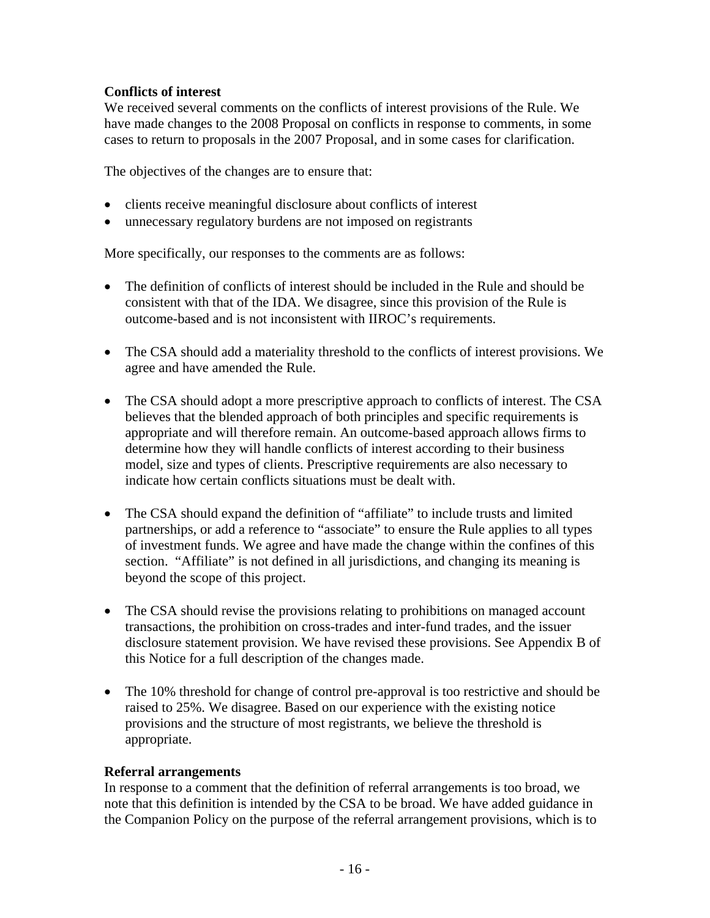**Conflicts of interest**

We received several comments on the conflicts of interest provisions of the Rule. We have made changes to the 2008 Proposal on conflicts in response to comments, in some cases to return to proposals in the 2007 Proposal, and in some cases for clarification.

The objectives of the changes are to ensure that:

- clients receive meaningful disclosure about conflicts of interest
- unnecessary regulatory burdens are not imposed on registrants

More specifically, our responses to the comments are as follows:

- The definition of conflicts of interest should be included in the Rule and should be consistent with that of the IDA. We disagree, since this provision of the Rule is outcome-based and is not inconsistent with IIROC's requirements.

- The CSA should add a materiality threshold to the conflicts of interest provisions. We agree and have amended the Rule.

- The CSA should adopt a more prescriptive approach to conflicts of interest. The CSA believes that the blended approach of both principles and specific requirements is appropriate and will therefore remain. An outcome-based approach allows firms to determine how they will handle conflicts of interest according to their business model, size and types of clients. Prescriptive requirements are also necessary to indicate how certain conflicts situations must be dealt with.

- The CSA should expand the definition of "affiliate" to include trusts and limited partnerships, or add a reference to "associate" to ensure the Rule applies to all types of investment funds. We agree and have made the change within the confines of this section. "Affiliate" is not defined in all jurisdictions, and changing its meaning is beyond the scope of this project.

- The CSA should revise the provisions relating to prohibitions on managed account transactions, the prohibition on cross-trades and inter-fund trades, and the issuer disclosure statement provision. We have revised these provisions. See Appendix B of this Notice for a full description of the changes made.

- The 10% threshold for change of control pre-approval is too restrictive and should be raised to 25%. We disagree. Based on our experience with the existing notice provisions and the structure of most registrants, we believe the threshold is appropriate.

**Referral arrangements**

In response to a comment that the definition of referral arrangements is too broad, we note that this definition is intended by the CSA to be broad. We have added guidance in the Companion Policy on the purpose of the referral arrangement provisions, which is to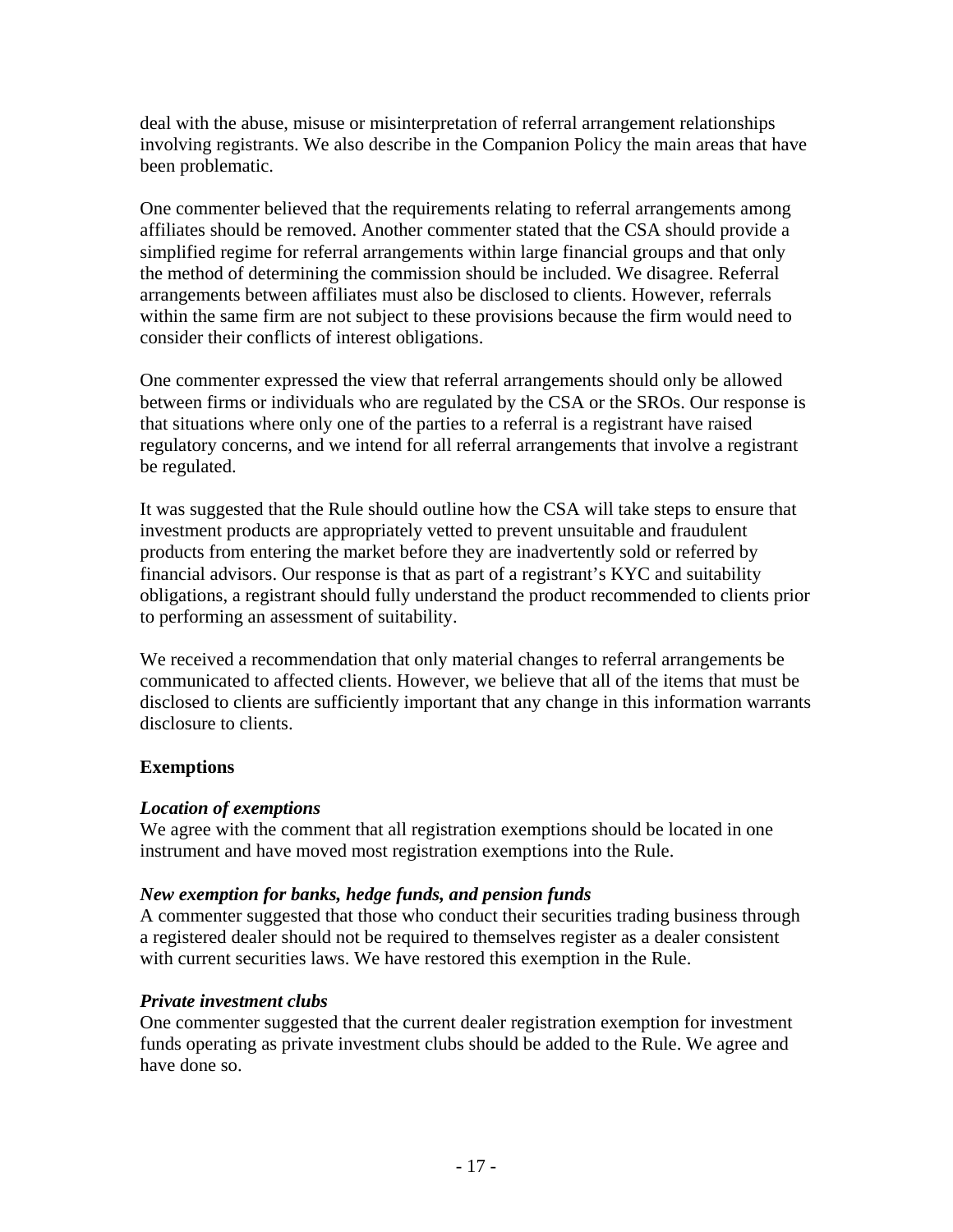deal with the abuse, misuse or misinterpretation of referral arrangement relationships involving registrants. We also describe in the Companion Policy the main areas that have been problematic.

One commenter believed that the requirements relating to referral arrangements among affiliates should be removed. Another commenter stated that the CSA should provide a simplified regime for referral arrangements within large financial groups and that only the method of determining the commission should be included. We disagree. Referral arrangements between affiliates must also be disclosed to clients. However, referrals within the same firm are not subject to these provisions because the firm would need to consider their conflicts of interest obligations.

One commenter expressed the view that referral arrangements should only be allowed between firms or individuals who are regulated by the CSA or the SROs. Our response is that situations where only one of the parties to a referral is a registrant have raised regulatory concerns, and we intend for all referral arrangements that involve a registrant be regulated.

It was suggested that the Rule should outline how the CSA will take steps to ensure that investment products are appropriately vetted to prevent unsuitable and fraudulent products from entering the market before they are inadvertently sold or referred by financial advisors. Our response is that as part of a registrant's KYC and suitability obligations, a registrant should fully understand the product recommended to clients prior to performing an assessment of suitability.

We received a recommendation that only material changes to referral arrangements be communicated to affected clients. However, we believe that all of the items that must be disclosed to clients are sufficiently important that any change in this information warrants disclosure to clients.

**Exemptions**

***Location of exemptions***
We agree with the comment that all registration exemptions should be located in one instrument and have moved most registration exemptions into the Rule.

***New exemption for banks, hedge funds, and pension funds***
A commenter suggested that those who conduct their securities trading business through a registered dealer should not be required to themselves register as a dealer consistent with current securities laws. We have restored this exemption in the Rule.

***Private investment clubs***
One commenter suggested that the current dealer registration exemption for investment funds operating as private investment clubs should be added to the Rule. We agree and have done so.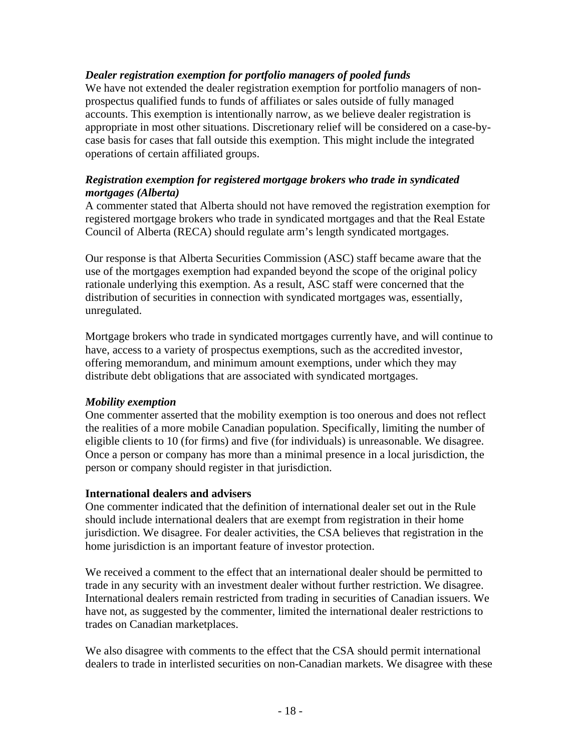***Dealer registration exemption for portfolio managers of pooled funds***

We have not extended the dealer registration exemption for portfolio managers of non-prospectus qualified funds to funds of affiliates or sales outside of fully managed accounts. This exemption is intentionally narrow, as we believe dealer registration is appropriate in most other situations. Discretionary relief will be considered on a case-by-case basis for cases that fall outside this exemption. This might include the integrated operations of certain affiliated groups.

***Registration exemption for registered mortgage brokers who trade in syndicated mortgages (Alberta)***

A commenter stated that Alberta should not have removed the registration exemption for registered mortgage brokers who trade in syndicated mortgages and that the Real Estate Council of Alberta (RECA) should regulate arm's length syndicated mortgages.

Our response is that Alberta Securities Commission (ASC) staff became aware that the use of the mortgages exemption had expanded beyond the scope of the original policy rationale underlying this exemption. As a result, ASC staff were concerned that the distribution of securities in connection with syndicated mortgages was, essentially, unregulated.

Mortgage brokers who trade in syndicated mortgages currently have, and will continue to have, access to a variety of prospectus exemptions, such as the accredited investor, offering memorandum, and minimum amount exemptions, under which they may distribute debt obligations that are associated with syndicated mortgages.

***Mobility exemption***

One commenter asserted that the mobility exemption is too onerous and does not reflect the realities of a more mobile Canadian population. Specifically, limiting the number of eligible clients to 10 (for firms) and five (for individuals) is unreasonable. We disagree. Once a person or company has more than a minimal presence in a local jurisdiction, the person or company should register in that jurisdiction.

**International dealers and advisers**

One commenter indicated that the definition of international dealer set out in the Rule should include international dealers that are exempt from registration in their home jurisdiction. We disagree. For dealer activities, the CSA believes that registration in the home jurisdiction is an important feature of investor protection.

We received a comment to the effect that an international dealer should be permitted to trade in any security with an investment dealer without further restriction. We disagree. International dealers remain restricted from trading in securities of Canadian issuers. We have not, as suggested by the commenter, limited the international dealer restrictions to trades on Canadian marketplaces.

We also disagree with comments to the effect that the CSA should permit international dealers to trade in interlisted securities on non-Canadian markets. We disagree with these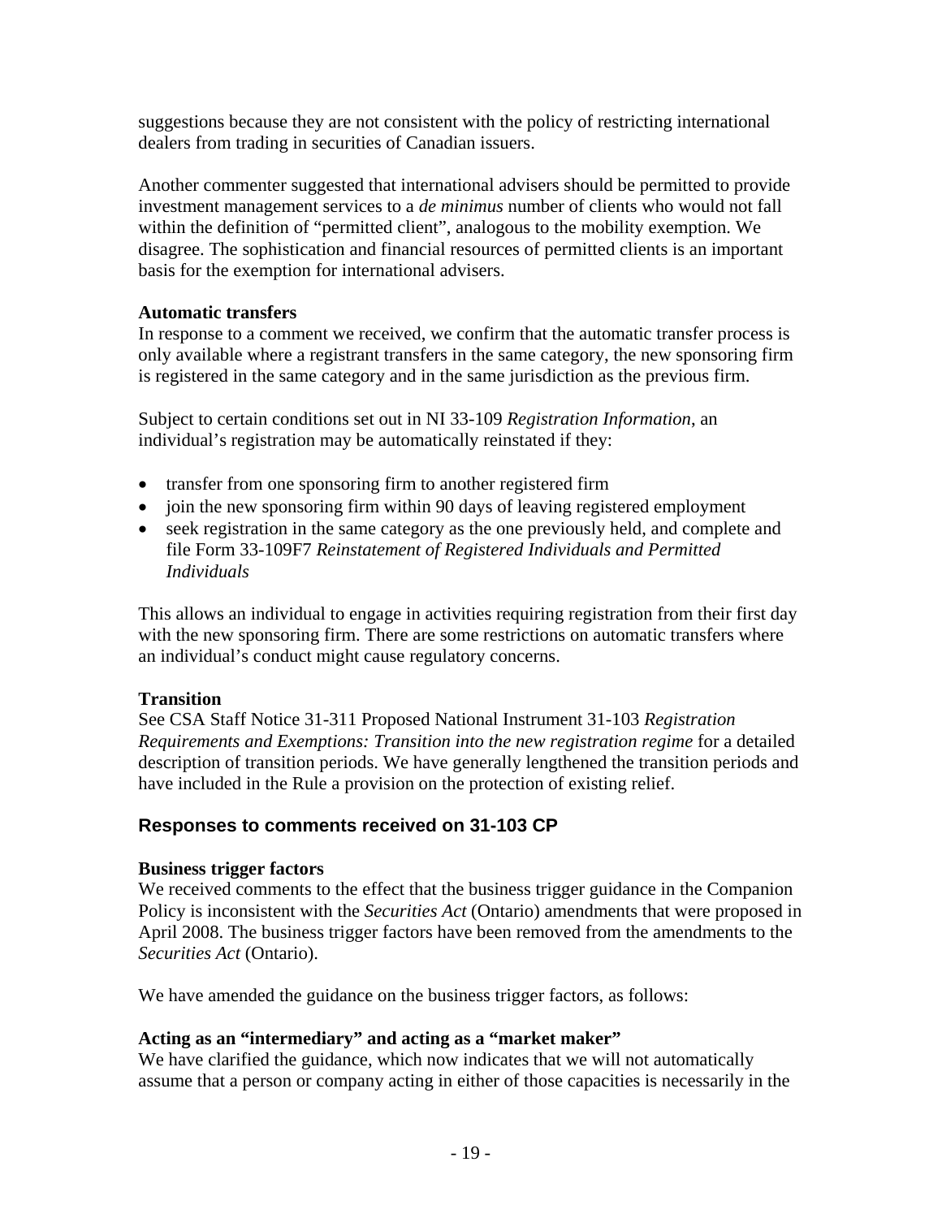suggestions because they are not consistent with the policy of restricting international dealers from trading in securities of Canadian issuers.

Another commenter suggested that international advisers should be permitted to provide investment management services to a *de minimus* number of clients who would not fall within the definition of "permitted client", analogous to the mobility exemption. We disagree. The sophistication and financial resources of permitted clients is an important basis for the exemption for international advisers.

**Automatic transfers**

In response to a comment we received, we confirm that the automatic transfer process is only available where a registrant transfers in the same category, the new sponsoring firm is registered in the same category and in the same jurisdiction as the previous firm.

Subject to certain conditions set out in NI 33-109 *Registration Information*, an individual's registration may be automatically reinstated if they:

- transfer from one sponsoring firm to another registered firm
- join the new sponsoring firm within 90 days of leaving registered employment
- seek registration in the same category as the one previously held, and complete and file Form 33-109F7 *Reinstatement of Registered Individuals and Permitted Individuals*

This allows an individual to engage in activities requiring registration from their first day with the new sponsoring firm. There are some restrictions on automatic transfers where an individual's conduct might cause regulatory concerns.

**Transition**

See CSA Staff Notice 31-311 Proposed National Instrument 31-103 *Registration Requirements and Exemptions: Transition into the new registration regime* for a detailed description of transition periods. We have generally lengthened the transition periods and have included in the Rule a provision on the protection of existing relief.

## Responses to comments received on 31-103 CP

**Business trigger factors**

We received comments to the effect that the business trigger guidance in the Companion Policy is inconsistent with the *Securities Act* (Ontario) amendments that were proposed in April 2008. The business trigger factors have been removed from the amendments to the *Securities Act* (Ontario).

We have amended the guidance on the business trigger factors, as follows:

**Acting as an "intermediary" and acting as a "market maker"**

We have clarified the guidance, which now indicates that we will not automatically assume that a person or company acting in either of those capacities is necessarily in the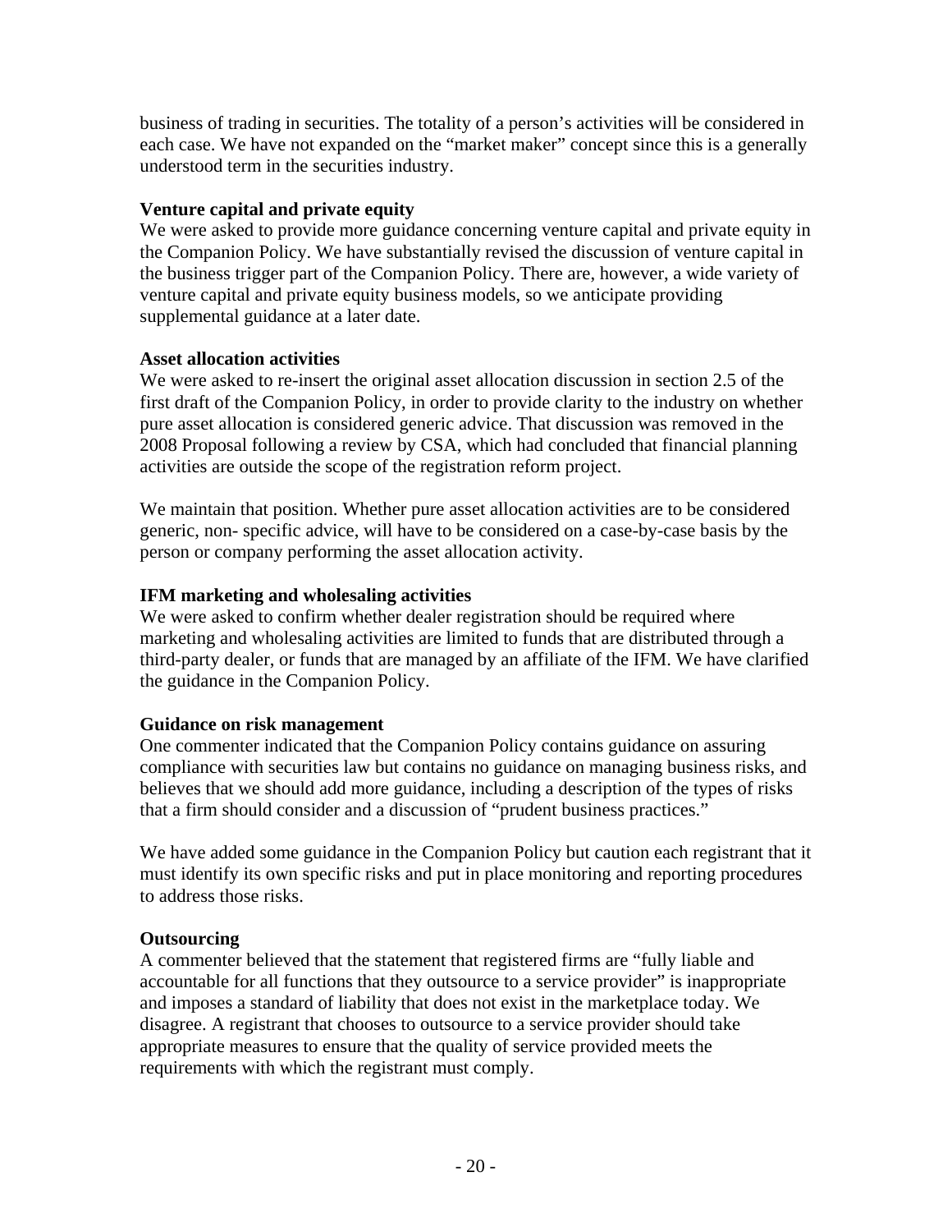business of trading in securities. The totality of a person's activities will be considered in each case. We have not expanded on the "market maker" concept since this is a generally understood term in the securities industry.

**Venture capital and private equity**
We were asked to provide more guidance concerning venture capital and private equity in the Companion Policy. We have substantially revised the discussion of venture capital in the business trigger part of the Companion Policy. There are, however, a wide variety of venture capital and private equity business models, so we anticipate providing supplemental guidance at a later date.

**Asset allocation activities**
We were asked to re-insert the original asset allocation discussion in section 2.5 of the first draft of the Companion Policy, in order to provide clarity to the industry on whether pure asset allocation is considered generic advice. That discussion was removed in the 2008 Proposal following a review by CSA, which had concluded that financial planning activities are outside the scope of the registration reform project.

We maintain that position. Whether pure asset allocation activities are to be considered generic, non- specific advice, will have to be considered on a case-by-case basis by the person or company performing the asset allocation activity.

**IFM marketing and wholesaling activities**
We were asked to confirm whether dealer registration should be required where marketing and wholesaling activities are limited to funds that are distributed through a third-party dealer, or funds that are managed by an affiliate of the IFM. We have clarified the guidance in the Companion Policy.

**Guidance on risk management**
One commenter indicated that the Companion Policy contains guidance on assuring compliance with securities law but contains no guidance on managing business risks, and believes that we should add more guidance, including a description of the types of risks that a firm should consider and a discussion of "prudent business practices."

We have added some guidance in the Companion Policy but caution each registrant that it must identify its own specific risks and put in place monitoring and reporting procedures to address those risks.

**Outsourcing**
A commenter believed that the statement that registered firms are "fully liable and accountable for all functions that they outsource to a service provider" is inappropriate and imposes a standard of liability that does not exist in the marketplace today. We disagree. A registrant that chooses to outsource to a service provider should take appropriate measures to ensure that the quality of service provided meets the requirements with which the registrant must comply.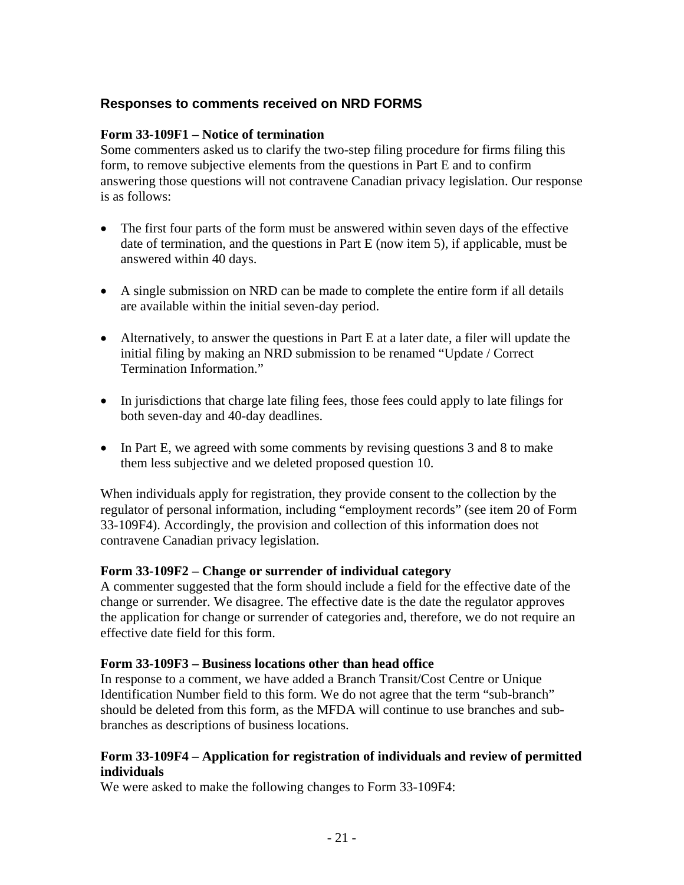## Responses to comments received on NRD FORMS

**Form 33-109F1 – Notice of termination**

Some commenters asked us to clarify the two-step filing procedure for firms filing this form, to remove subjective elements from the questions in Part E and to confirm answering those questions will not contravene Canadian privacy legislation. Our response is as follows:

- The first four parts of the form must be answered within seven days of the effective date of termination, and the questions in Part E (now item 5), if applicable, must be answered within 40 days.
- A single submission on NRD can be made to complete the entire form if all details are available within the initial seven-day period.
- Alternatively, to answer the questions in Part E at a later date, a filer will update the initial filing by making an NRD submission to be renamed "Update / Correct Termination Information."
- In jurisdictions that charge late filing fees, those fees could apply to late filings for both seven-day and 40-day deadlines.
- In Part E, we agreed with some comments by revising questions 3 and 8 to make them less subjective and we deleted proposed question 10.

When individuals apply for registration, they provide consent to the collection by the regulator of personal information, including "employment records" (see item 20 of Form 33-109F4). Accordingly, the provision and collection of this information does not contravene Canadian privacy legislation.

**Form 33-109F2 – Change or surrender of individual category**

A commenter suggested that the form should include a field for the effective date of the change or surrender. We disagree. The effective date is the date the regulator approves the application for change or surrender of categories and, therefore, we do not require an effective date field for this form.

**Form 33-109F3 – Business locations other than head office**

In response to a comment, we have added a Branch Transit/Cost Centre or Unique Identification Number field to this form. We do not agree that the term "sub-branch" should be deleted from this form, as the MFDA will continue to use branches and sub-branches as descriptions of business locations.

**Form 33-109F4 – Application for registration of individuals and review of permitted individuals**

We were asked to make the following changes to Form 33-109F4: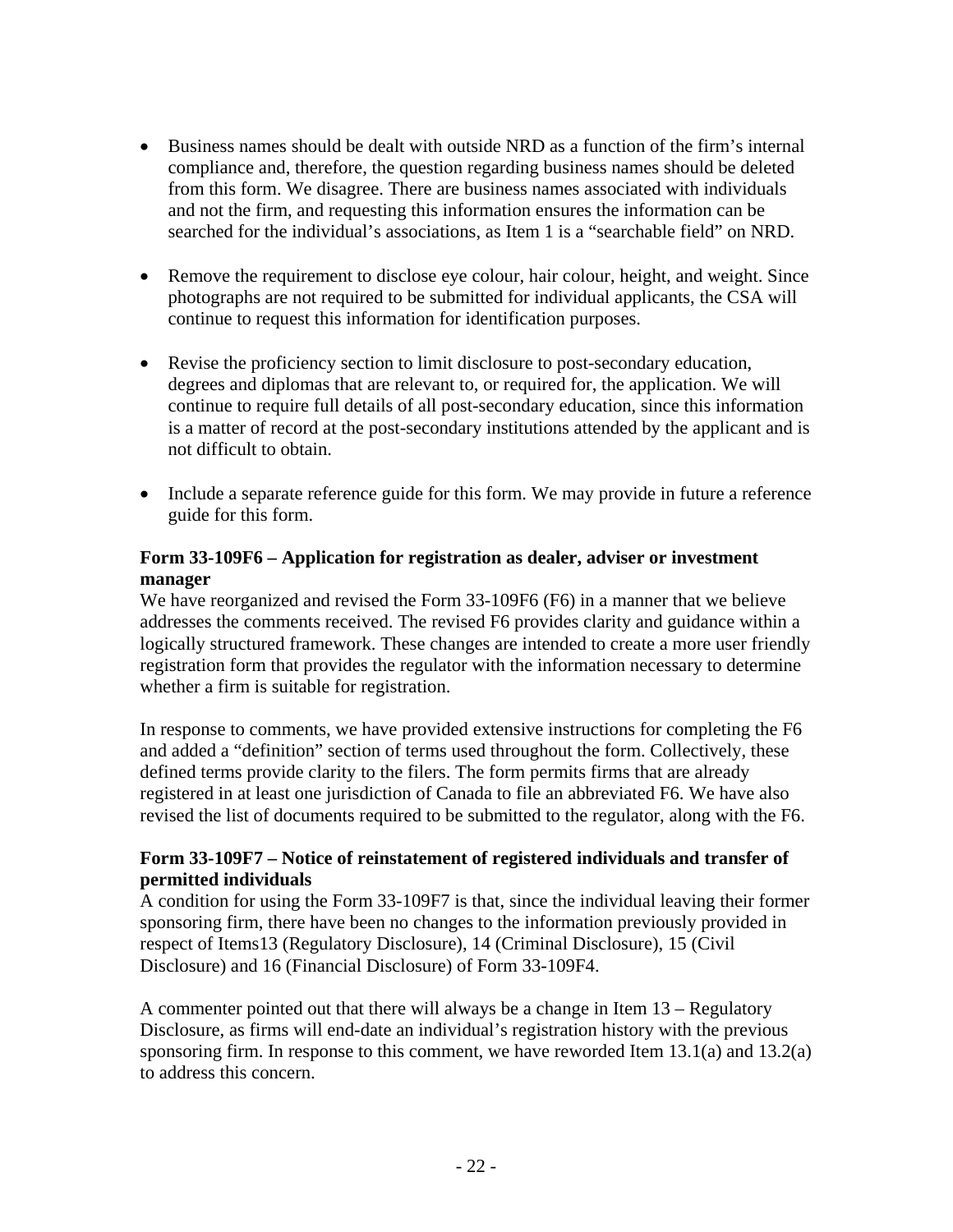- Business names should be dealt with outside NRD as a function of the firm's internal compliance and, therefore, the question regarding business names should be deleted from this form. We disagree. There are business names associated with individuals and not the firm, and requesting this information ensures the information can be searched for the individual's associations, as Item 1 is a "searchable field" on NRD.

- Remove the requirement to disclose eye colour, hair colour, height, and weight. Since photographs are not required to be submitted for individual applicants, the CSA will continue to request this information for identification purposes.

- Revise the proficiency section to limit disclosure to post-secondary education, degrees and diplomas that are relevant to, or required for, the application. We will continue to require full details of all post-secondary education, since this information is a matter of record at the post-secondary institutions attended by the applicant and is not difficult to obtain.

- Include a separate reference guide for this form. We may provide in future a reference guide for this form.

**Form 33-109F6 – Application for registration as dealer, adviser or investment manager**

We have reorganized and revised the Form 33-109F6 (F6) in a manner that we believe addresses the comments received. The revised F6 provides clarity and guidance within a logically structured framework. These changes are intended to create a more user friendly registration form that provides the regulator with the information necessary to determine whether a firm is suitable for registration.

In response to comments, we have provided extensive instructions for completing the F6 and added a "definition" section of terms used throughout the form. Collectively, these defined terms provide clarity to the filers. The form permits firms that are already registered in at least one jurisdiction of Canada to file an abbreviated F6. We have also revised the list of documents required to be submitted to the regulator, along with the F6.

**Form 33-109F7 – Notice of reinstatement of registered individuals and transfer of permitted individuals**

A condition for using the Form 33-109F7 is that, since the individual leaving their former sponsoring firm, there have been no changes to the information previously provided in respect of Items13 (Regulatory Disclosure), 14 (Criminal Disclosure), 15 (Civil Disclosure) and 16 (Financial Disclosure) of Form 33-109F4.

A commenter pointed out that there will always be a change in Item 13 – Regulatory Disclosure, as firms will end-date an individual's registration history with the previous sponsoring firm. In response to this comment, we have reworded Item 13.1(a) and 13.2(a) to address this concern.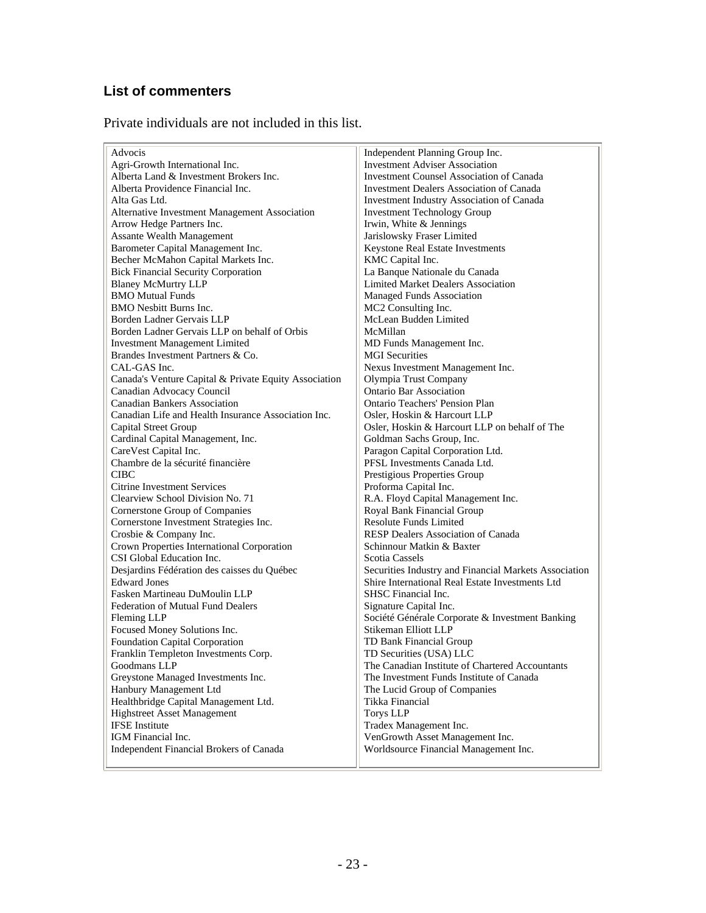## List of commenters

Private individuals are not included in this list.

| | |
|---|---|
| Advocis<br>Agri-Growth International Inc.<br>Alberta Land & Investment Brokers Inc.<br>Alberta Providence Financial Inc.<br>Alta Gas Ltd.<br>Alternative Investment Management Association<br>Arrow Hedge Partners Inc.<br>Assante Wealth Management<br>Barometer Capital Management Inc.<br>Becher McMahon Capital Markets Inc.<br>Bick Financial Security Corporation<br>Blaney McMurtry LLP<br>BMO Mutual Funds<br>BMO Nesbitt Burns Inc.<br>Borden Ladner Gervais LLP<br>Borden Ladner Gervais LLP on behalf of Orbis Investment Management Limited<br>Brandes Investment Partners & Co.<br>CAL-GAS Inc.<br>Canada's Venture Capital & Private Equity Association<br>Canadian Advocacy Council<br>Canadian Bankers Association<br>Canadian Life and Health Insurance Association Inc.<br>Capital Street Group<br>Cardinal Capital Management, Inc.<br>CareVest Capital Inc.<br>Chambre de la sécurité financière<br>CIBC<br>Citrine Investment Services<br>Clearview School Division No. 71<br>Cornerstone Group of Companies<br>Cornerstone Investment Strategies Inc.<br>Crosbie & Company Inc.<br>Crown Properties International Corporation<br>CSI Global Education Inc.<br>Desjardins Fédération des caisses du Québec<br>Edward Jones<br>Fasken Martineau DuMoulin LLP<br>Federation of Mutual Fund Dealers<br>Fleming LLP<br>Focused Money Solutions Inc.<br>Foundation Capital Corporation<br>Franklin Templeton Investments Corp.<br>Goodmans LLP<br>Greystone Managed Investments Inc.<br>Hanbury Management Ltd<br>Healthbridge Capital Management Ltd.<br>Highstreet Asset Management<br>IFSE Institute<br>IGM Financial Inc.<br>Independent Financial Brokers of Canada | Independent Planning Group Inc.<br>Investment Adviser Association<br>Investment Counsel Association of Canada<br>Investment Dealers Association of Canada<br>Investment Industry Association of Canada<br>Investment Technology Group<br>Irwin, White & Jennings<br>Jarislowsky Fraser Limited<br>Keystone Real Estate Investments<br>KMC Capital Inc.<br>La Banque Nationale du Canada<br>Limited Market Dealers Association<br>Managed Funds Association<br>MC2 Consulting Inc.<br>McLean Budden Limited<br>McMillan<br>MD Funds Management Inc.<br>MGI Securities<br>Nexus Investment Management Inc.<br>Olympia Trust Company<br>Ontario Bar Association<br>Ontario Teachers' Pension Plan<br>Osler, Hoskin & Harcourt LLP<br>Osler, Hoskin & Harcourt LLP on behalf of The Goldman Sachs Group, Inc.<br>Paragon Capital Corporation Ltd.<br>PFSL Investments Canada Ltd.<br>Prestigious Properties Group<br>Proforma Capital Inc.<br>R.A. Floyd Capital Management Inc.<br>Royal Bank Financial Group<br>Resolute Funds Limited<br>RESP Dealers Association of Canada<br>Schinnour Matkin & Baxter<br>Scotia Cassels<br>Securities Industry and Financial Markets Association<br>Shire International Real Estate Investments Ltd<br>SHSC Financial Inc.<br>Signature Capital Inc.<br>Société Générale Corporate & Investment Banking<br>Stikeman Elliott LLP<br>TD Bank Financial Group<br>TD Securities (USA) LLC<br>The Canadian Institute of Chartered Accountants<br>The Investment Funds Institute of Canada<br>The Lucid Group of Companies<br>Tikka Financial<br>Torys LLP<br>Tradex Management Inc.<br>VenGrowth Asset Management Inc.<br>Worldsource Financial Management Inc. |